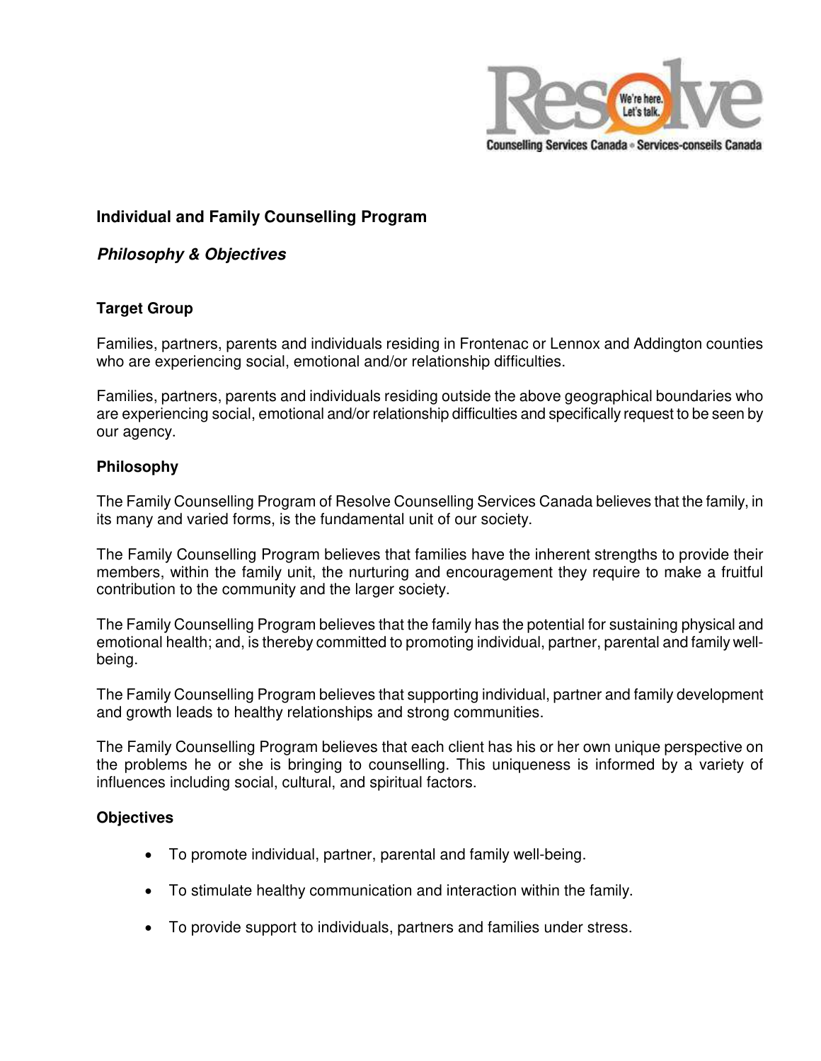## Individual and Family Counselling Program

### *Philosophy & Objectives*

### Target Group

Families, partners, parents and individuals residing in Frontenac or Lennox and Addington counties who are experiencing social, emotional and/or relationship difficulties.

Families, partners, parents and individuals residing outside the above geographical boundaries who are experiencing social, emotional and/or relationship difficulties and specifically request to be seen by our agency.

### Philosophy

The Family Counselling Program of Resolve Counselling Services Canada believes that the family, in its many and varied forms, is the fundamental unit of our society.

The Family Counselling Program believes that families have the inherent strengths to provide their members, within the family unit, the nurturing and encouragement they require to make a fruitful contribution to the community and the larger society.

The Family Counselling Program believes that the family has the potential for sustaining physical and emotional health; and, is thereby committed to promoting individual, partner, parental and family well-being.

The Family Counselling Program believes that supporting individual, partner and family development and growth leads to healthy relationships and strong communities.

The Family Counselling Program believes that each client has his or her own unique perspective on the problems he or she is bringing to counselling. This uniqueness is informed by a variety of influences including social, cultural, and spiritual factors.

### Objectives

- To promote individual, partner, parental and family well-being.
- To stimulate healthy communication and interaction within the family.
- To provide support to individuals, partners and families under stress.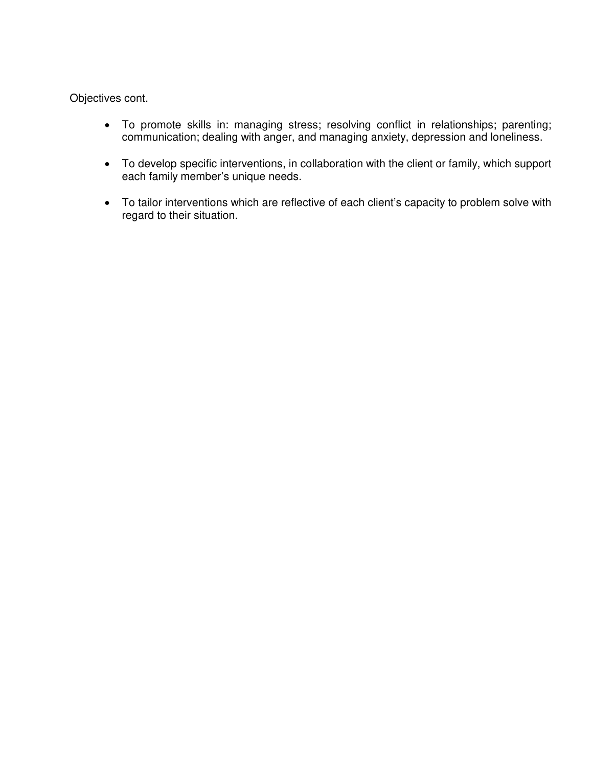Objectives cont.

- To promote skills in: managing stress; resolving conflict in relationships; parenting; communication; dealing with anger, and managing anxiety, depression and loneliness.

- To develop specific interventions, in collaboration with the client or family, which support each family member's unique needs.

- To tailor interventions which are reflective of each client's capacity to problem solve with regard to their situation.